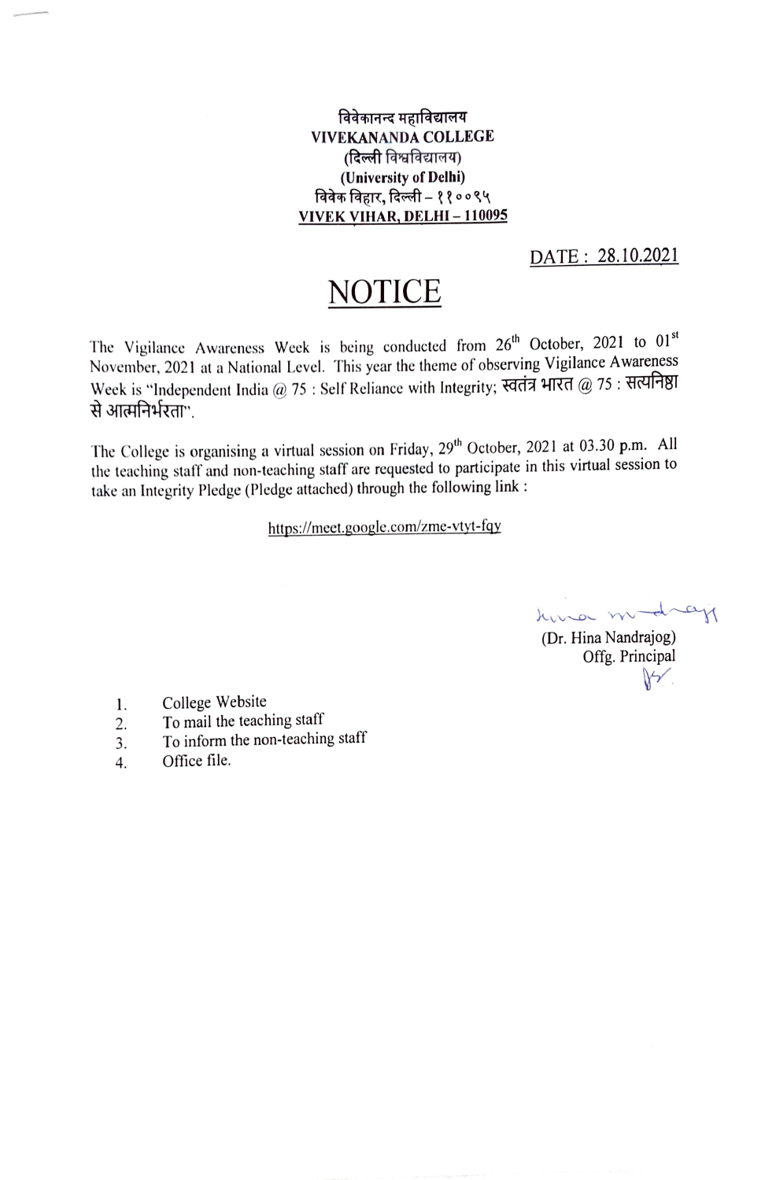विवेकानन्द महाविद्यालय
**VIVEKANANDA COLLEGE**
(दिल्ली विश्वविद्यालय)
**(University of Delhi)**
विवेक विहार, दिल्ली – ११००९५
**VIVEK VIHAR, DELHI – 110095**

DATE : 28.10.2021

# NOTICE

The Vigilance Awareness Week is being conducted from 26th October, 2021 to 01st November, 2021 at a National Level. This year the theme of observing Vigilance Awareness Week is "Independent India @ 75 : Self Reliance with Integrity; स्वतंत्र भारत @ 75 : सत्यनिष्ठा से आत्मनिर्भरता".

The College is organising a virtual session on Friday, 29th October, 2021 at 03.30 p.m. All the teaching staff and non-teaching staff are requested to participate in this virtual session to take an Integrity Pledge (Pledge attached) through the following link :

https://meet.google.com/zme-vtyt-fqy

(Dr. Hina Nandrajog)
Offg. Principal

1. College Website
2. To mail the teaching staff
3. To inform the non-teaching staff
4. Office file.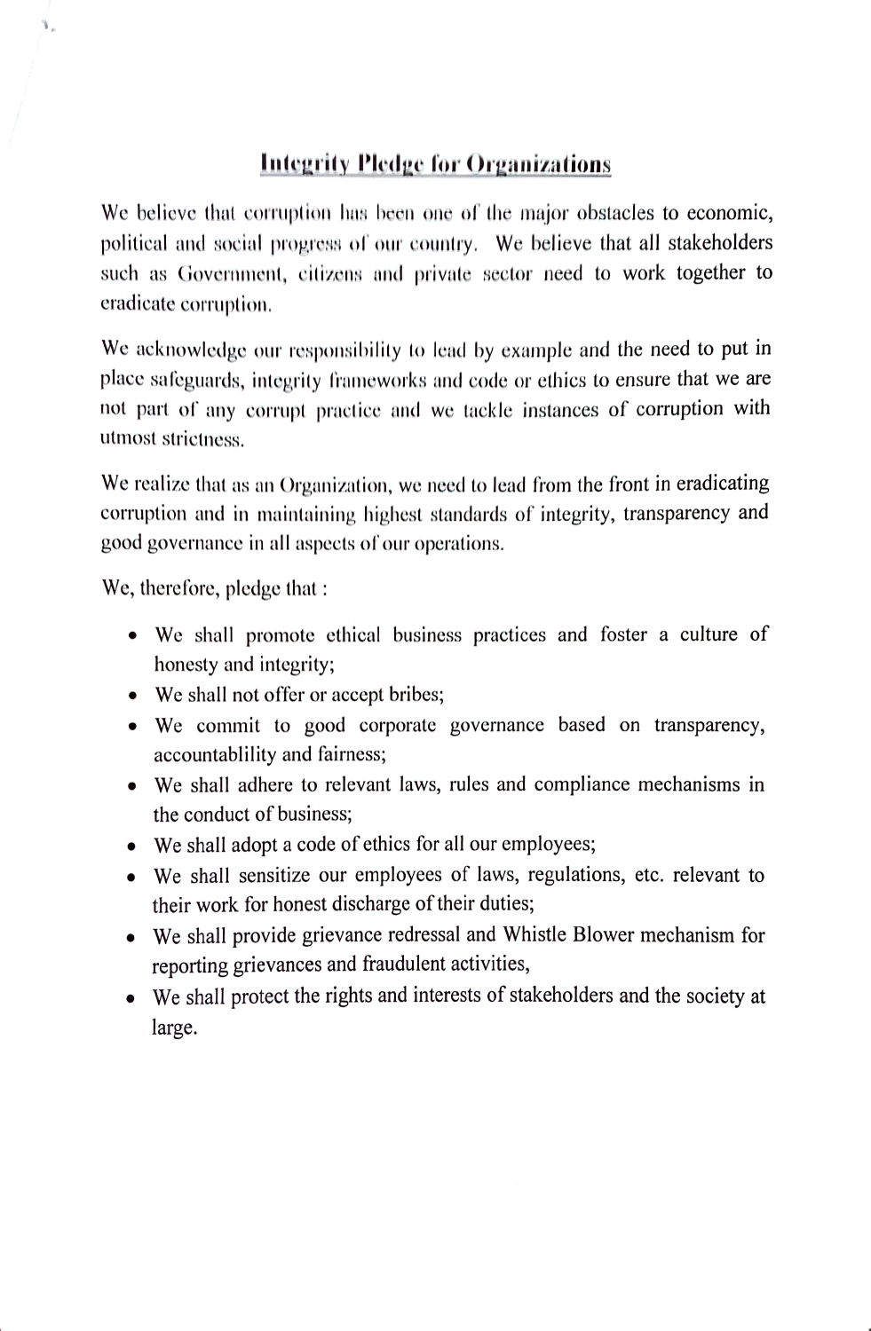## Integrity Pledge for Organizations

We believe that corruption has been one of the major obstacles to economic, political and social progress of our country. We believe that all stakeholders such as Government, citizens and private sector need to work together to eradicate corruption.

We acknowledge our responsibility to lead by example and the need to put in place safeguards, integrity frameworks and code or ethics to ensure that we are not part of any corrupt practice and we tackle instances of corruption with utmost strictness.

We realize that as an Organization, we need to lead from the front in eradicating corruption and in maintaining highest standards of integrity, transparency and good governance in all aspects of our operations.

We, therefore, pledge that :

- We shall promote ethical business practices and foster a culture of honesty and integrity;
- We shall not offer or accept bribes;
- We commit to good corporate governance based on transparency, accountablility and fairness;
- We shall adhere to relevant laws, rules and compliance mechanisms in the conduct of business;
- We shall adopt a code of ethics for all our employees;
- We shall sensitize our employees of laws, regulations, etc. relevant to their work for honest discharge of their duties;
- We shall provide grievance redressal and Whistle Blower mechanism for reporting grievances and fraudulent activities,
- We shall protect the rights and interests of stakeholders and the society at large.